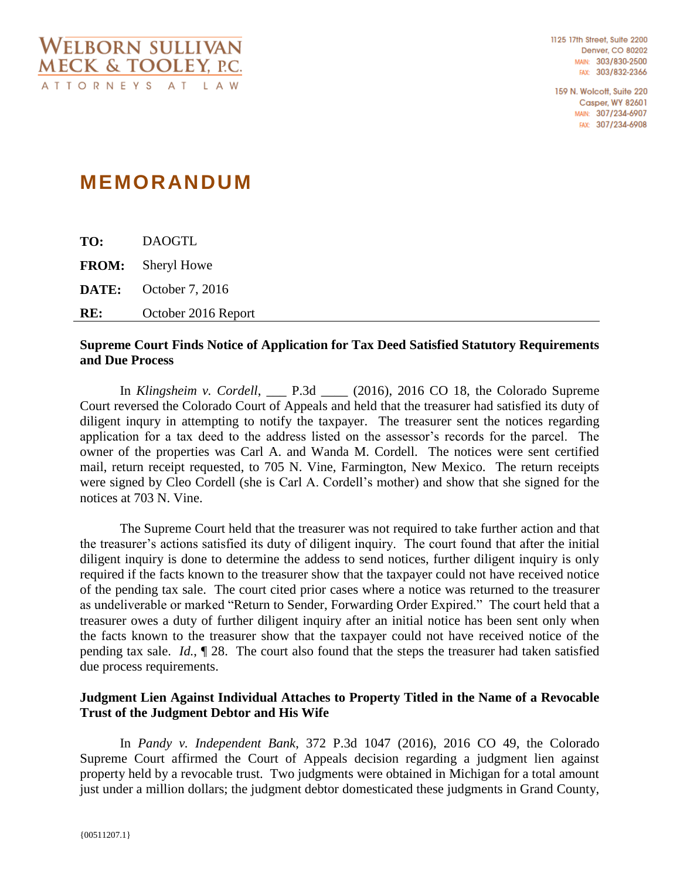WELBORN SULLIVAN MECK & TOOLEY, P.C.
ATTORNEYS AT LAW

1125 17th Street, Suite 2200
Denver, CO 80202
MAIN: 303/830-2500
FAX: 303/832-2366

159 N. Wolcott, Suite 220
Casper, WY 82601
MAIN: 307/234-6907
FAX: 307/234-6908

# MEMORANDUM

**TO:** DAOGTL

**FROM:** Sheryl Howe

**DATE:** October 7, 2016

**RE:** October 2016 Report

---

**Supreme Court Finds Notice of Application for Tax Deed Satisfied Statutory Requirements and Due Process**

In *Klingsheim v. Cordell*, ___ P.3d ____ (2016), 2016 CO 18, the Colorado Supreme Court reversed the Colorado Court of Appeals and held that the treasurer had satisfied its duty of diligent inqury in attempting to notify the taxpayer. The treasurer sent the notices regarding application for a tax deed to the address listed on the assessor's records for the parcel. The owner of the properties was Carl A. and Wanda M. Cordell. The notices were sent certified mail, return receipt requested, to 705 N. Vine, Farmington, New Mexico. The return receipts were signed by Cleo Cordell (she is Carl A. Cordell's mother) and show that she signed for the notices at 703 N. Vine.

The Supreme Court held that the treasurer was not required to take further action and that the treasurer's actions satisfied its duty of diligent inquiry. The court found that after the initial diligent inquiry is done to determine the addess to send notices, further diligent inquiry is only required if the facts known to the treasurer show that the taxpayer could not have received notice of the pending tax sale. The court cited prior cases where a notice was returned to the treasurer as undeliverable or marked "Return to Sender, Forwarding Order Expired." The court held that a treasurer owes a duty of further diligent inquiry after an initial notice has been sent only when the facts known to the treasurer show that the taxpayer could not have received notice of the pending tax sale. *Id.*, ¶ 28. The court also found that the steps the treasurer had taken satisfied due process requirements.

**Judgment Lien Against Individual Attaches to Property Titled in the Name of a Revocable Trust of the Judgment Debtor and His Wife**

In *Pandy v. Independent Bank*, 372 P.3d 1047 (2016), 2016 CO 49, the Colorado Supreme Court affirmed the Court of Appeals decision regarding a judgment lien against property held by a revocable trust. Two judgments were obtained in Michigan for a total amount just under a million dollars; the judgment debtor domesticated these judgments in Grand County,

{00511207.1}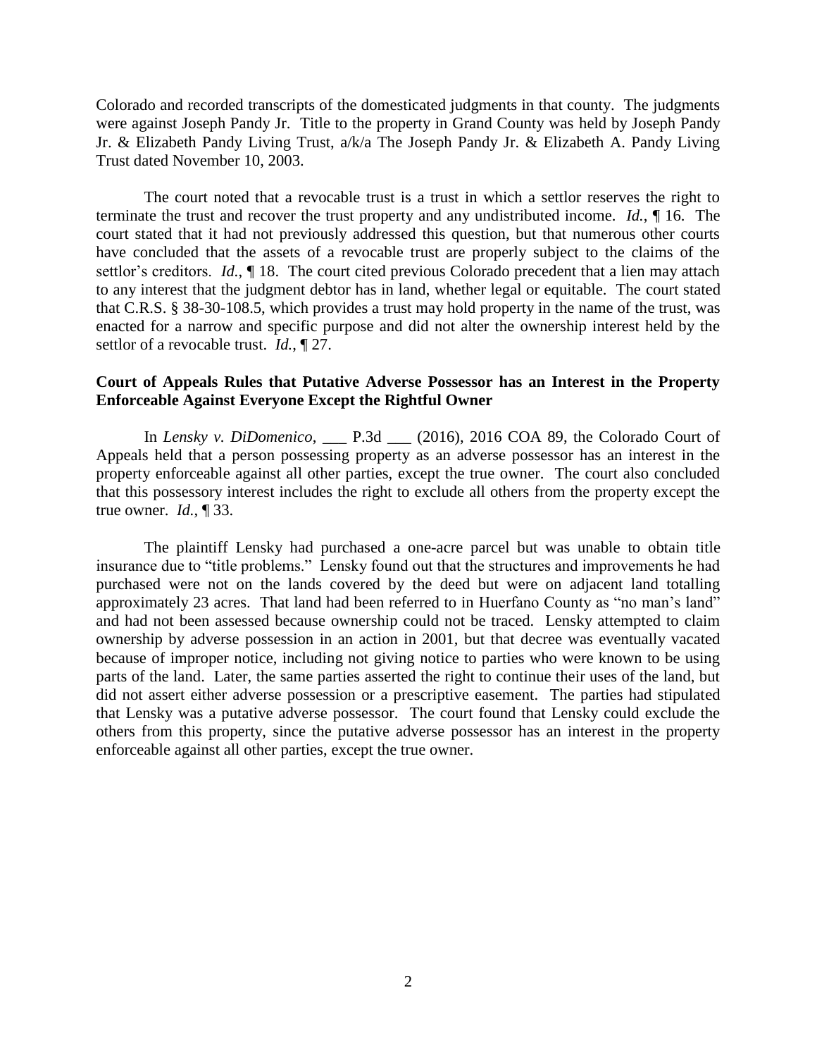Colorado and recorded transcripts of the domesticated judgments in that county. The judgments were against Joseph Pandy Jr. Title to the property in Grand County was held by Joseph Pandy Jr. & Elizabeth Pandy Living Trust, a/k/a The Joseph Pandy Jr. & Elizabeth A. Pandy Living Trust dated November 10, 2003.

The court noted that a revocable trust is a trust in which a settlor reserves the right to terminate the trust and recover the trust property and any undistributed income. *Id.*, ¶ 16. The court stated that it had not previously addressed this question, but that numerous other courts have concluded that the assets of a revocable trust are properly subject to the claims of the settlor's creditors. *Id.*, ¶ 18. The court cited previous Colorado precedent that a lien may attach to any interest that the judgment debtor has in land, whether legal or equitable. The court stated that C.R.S. § 38-30-108.5, which provides a trust may hold property in the name of the trust, was enacted for a narrow and specific purpose and did not alter the ownership interest held by the settlor of a revocable trust. *Id.*, ¶ 27.

**Court of Appeals Rules that Putative Adverse Possessor has an Interest in the Property Enforceable Against Everyone Except the Rightful Owner**

In *Lensky v. DiDomenico*, ___ P.3d ___ (2016), 2016 COA 89, the Colorado Court of Appeals held that a person possessing property as an adverse possessor has an interest in the property enforceable against all other parties, except the true owner. The court also concluded that this possessory interest includes the right to exclude all others from the property except the true owner. *Id.*, ¶ 33.

The plaintiff Lensky had purchased a one-acre parcel but was unable to obtain title insurance due to "title problems." Lensky found out that the structures and improvements he had purchased were not on the lands covered by the deed but were on adjacent land totalling approximately 23 acres. That land had been referred to in Huerfano County as "no man's land" and had not been assessed because ownership could not be traced. Lensky attempted to claim ownership by adverse possession in an action in 2001, but that decree was eventually vacated because of improper notice, including not giving notice to parties who were known to be using parts of the land. Later, the same parties asserted the right to continue their uses of the land, but did not assert either adverse possession or a prescriptive easement. The parties had stipulated that Lensky was a putative adverse possessor. The court found that Lensky could exclude the others from this property, since the putative adverse possessor has an interest in the property enforceable against all other parties, except the true owner.